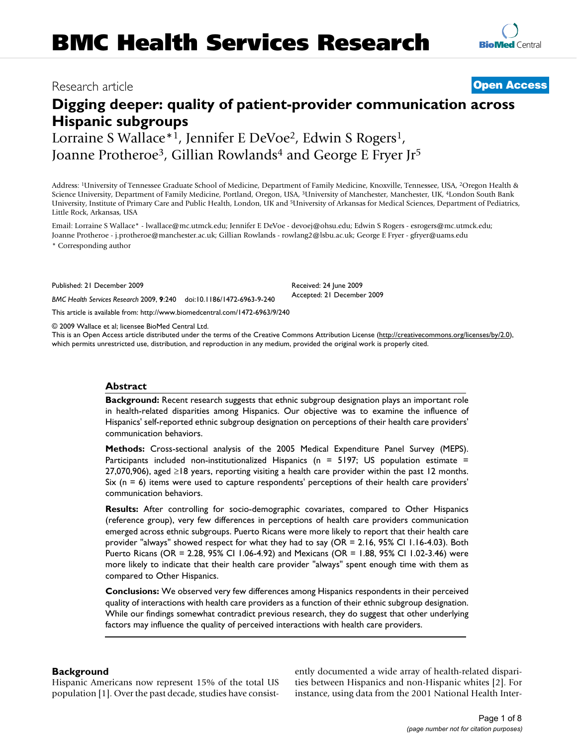# Digging deeper: quality of patient-provider communication across Hispanic subgroups

Research article

Open Access

Lorraine S Wallace*[1], Jennifer E DeVoe[2], Edwin S Rogers[1], Joanne Protheroe[3], Gillian Rowlands[4] and George E Fryer Jr[5]

Address: [1]University of Tennessee Graduate School of Medicine, Department of Family Medicine, Knoxville, Tennessee, USA, [2]Oregon Health & Science University, Department of Family Medicine, Portland, Oregon, USA, [3]University of Manchester, Manchester, UK, [4]London South Bank University, Institute of Primary Care and Public Health, London, UK and [5]University of Arkansas for Medical Sciences, Department of Pediatrics, Little Rock, Arkansas, USA

Email: Lorraine S Wallace* - lwallace@mc.utmck.edu; Jennifer E DeVoe - devoej@ohsu.edu; Edwin S Rogers - esrogers@mc.utmck.edu; Joanne Protheroe - j.protheroe@manchester.ac.uk; Gillian Rowlands - rowlang2@lsbu.ac.uk; George E Fryer - gfryer@uams.edu

\* Corresponding author

Published: 21 December 2009

*BMC Health Services Research* 2009, **9**:240 doi:10.1186/1472-6963-9-240

Received: 24 June 2009
Accepted: 21 December 2009

This article is available from: http://www.biomedcentral.com/1472-6963/9/240

© 2009 Wallace et al; licensee BioMed Central Ltd.
This is an Open Access article distributed under the terms of the Creative Commons Attribution License (http://creativecommons.org/licenses/by/2.0), which permits unrestricted use, distribution, and reproduction in any medium, provided the original work is properly cited.

## Abstract

**Background:** Recent research suggests that ethnic subgroup designation plays an important role in health-related disparities among Hispanics. Our objective was to examine the influence of Hispanics' self-reported ethnic subgroup designation on perceptions of their health care providers' communication behaviors.

**Methods:** Cross-sectional analysis of the 2005 Medical Expenditure Panel Survey (MEPS). Participants included non-institutionalized Hispanics (n = 5197; US population estimate = 27,070,906), aged ≥18 years, reporting visiting a health care provider within the past 12 months. Six (n = 6) items were used to capture respondents' perceptions of their health care providers' communication behaviors.

**Results:** After controlling for socio-demographic covariates, compared to Other Hispanics (reference group), very few differences in perceptions of health care providers communication emerged across ethnic subgroups. Puerto Ricans were more likely to report that their health care provider "always" showed respect for what they had to say (OR = 2.16, 95% CI 1.16-4.03). Both Puerto Ricans (OR = 2.28, 95% CI 1.06-4.92) and Mexicans (OR = 1.88, 95% CI 1.02-3.46) were more likely to indicate that their health care provider "always" spent enough time with them as compared to Other Hispanics.

**Conclusions:** We observed very few differences among Hispanics respondents in their perceived quality of interactions with health care providers as a function of their ethnic subgroup designation. While our findings somewhat contradict previous research, they do suggest that other underlying factors may influence the quality of perceived interactions with health care providers.

## Background

Hispanic Americans now represent 15% of the total US population [1]. Over the past decade, studies have consistently documented a wide array of health-related disparities between Hispanics and non-Hispanic whites [2]. For instance, using data from the 2001 National Health Inter-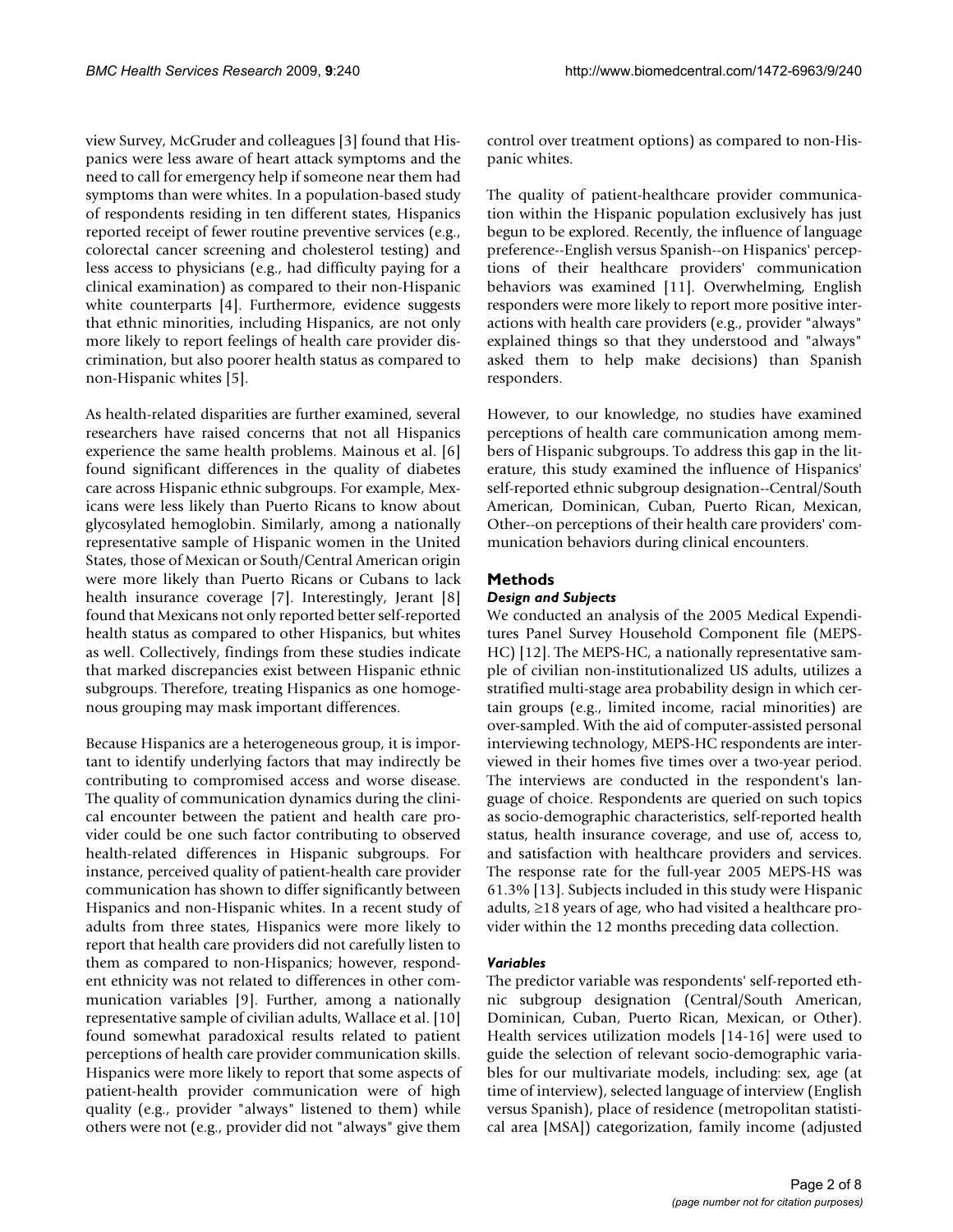view Survey, McGruder and colleagues [3] found that Hispanics were less aware of heart attack symptoms and the need to call for emergency help if someone near them had symptoms than were whites. In a population-based study of respondents residing in ten different states, Hispanics reported receipt of fewer routine preventive services (e.g., colorectal cancer screening and cholesterol testing) and less access to physicians (e.g., had difficulty paying for a clinical examination) as compared to their non-Hispanic white counterparts [4]. Furthermore, evidence suggests that ethnic minorities, including Hispanics, are not only more likely to report feelings of health care provider discrimination, but also poorer health status as compared to non-Hispanic whites [5].

As health-related disparities are further examined, several researchers have raised concerns that not all Hispanics experience the same health problems. Mainous et al. [6] found significant differences in the quality of diabetes care across Hispanic ethnic subgroups. For example, Mexicans were less likely than Puerto Ricans to know about glycosylated hemoglobin. Similarly, among a nationally representative sample of Hispanic women in the United States, those of Mexican or South/Central American origin were more likely than Puerto Ricans or Cubans to lack health insurance coverage [7]. Interestingly, Jerant [8] found that Mexicans not only reported better self-reported health status as compared to other Hispanics, but whites as well. Collectively, findings from these studies indicate that marked discrepancies exist between Hispanic ethnic subgroups. Therefore, treating Hispanics as one homogenous grouping may mask important differences.

Because Hispanics are a heterogeneous group, it is important to identify underlying factors that may indirectly be contributing to compromised access and worse disease. The quality of communication dynamics during the clinical encounter between the patient and health care provider could be one such factor contributing to observed health-related differences in Hispanic subgroups. For instance, perceived quality of patient-health care provider communication has shown to differ significantly between Hispanics and non-Hispanic whites. In a recent study of adults from three states, Hispanics were more likely to report that health care providers did not carefully listen to them as compared to non-Hispanics; however, respondent ethnicity was not related to differences in other communication variables [9]. Further, among a nationally representative sample of civilian adults, Wallace et al. [10] found somewhat paradoxical results related to patient perceptions of health care provider communication skills. Hispanics were more likely to report that some aspects of patient-health provider communication were of high quality (e.g., provider "always" listened to them) while others were not (e.g., provider did not "always" give them control over treatment options) as compared to non-Hispanic whites.

The quality of patient-healthcare provider communication within the Hispanic population exclusively has just begun to be explored. Recently, the influence of language preference--English versus Spanish--on Hispanics' perceptions of their healthcare providers' communication behaviors was examined [11]. Overwhelming, English responders were more likely to report more positive interactions with health care providers (e.g., provider "always" explained things so that they understood and "always" asked them to help make decisions) than Spanish responders.

However, to our knowledge, no studies have examined perceptions of health care communication among members of Hispanic subgroups. To address this gap in the literature, this study examined the influence of Hispanics' self-reported ethnic subgroup designation--Central/South American, Dominican, Cuban, Puerto Rican, Mexican, Other--on perceptions of their health care providers' communication behaviors during clinical encounters.

## Methods

### *Design and Subjects*

We conducted an analysis of the 2005 Medical Expenditures Panel Survey Household Component file (MEPS-HC) [12]. The MEPS-HC, a nationally representative sample of civilian non-institutionalized US adults, utilizes a stratified multi-stage area probability design in which certain groups (e.g., limited income, racial minorities) are over-sampled. With the aid of computer-assisted personal interviewing technology, MEPS-HC respondents are interviewed in their homes five times over a two-year period. The interviews are conducted in the respondent's language of choice. Respondents are queried on such topics as socio-demographic characteristics, self-reported health status, health insurance coverage, and use of, access to, and satisfaction with healthcare providers and services. The response rate for the full-year 2005 MEPS-HS was 61.3% [13]. Subjects included in this study were Hispanic adults, ≥18 years of age, who had visited a healthcare provider within the 12 months preceding data collection.

### *Variables*

The predictor variable was respondents' self-reported ethnic subgroup designation (Central/South American, Dominican, Cuban, Puerto Rican, Mexican, or Other). Health services utilization models [14-16] were used to guide the selection of relevant socio-demographic variables for our multivariate models, including: sex, age (at time of interview), selected language of interview (English versus Spanish), place of residence (metropolitan statistical area [MSA]) categorization, family income (adjusted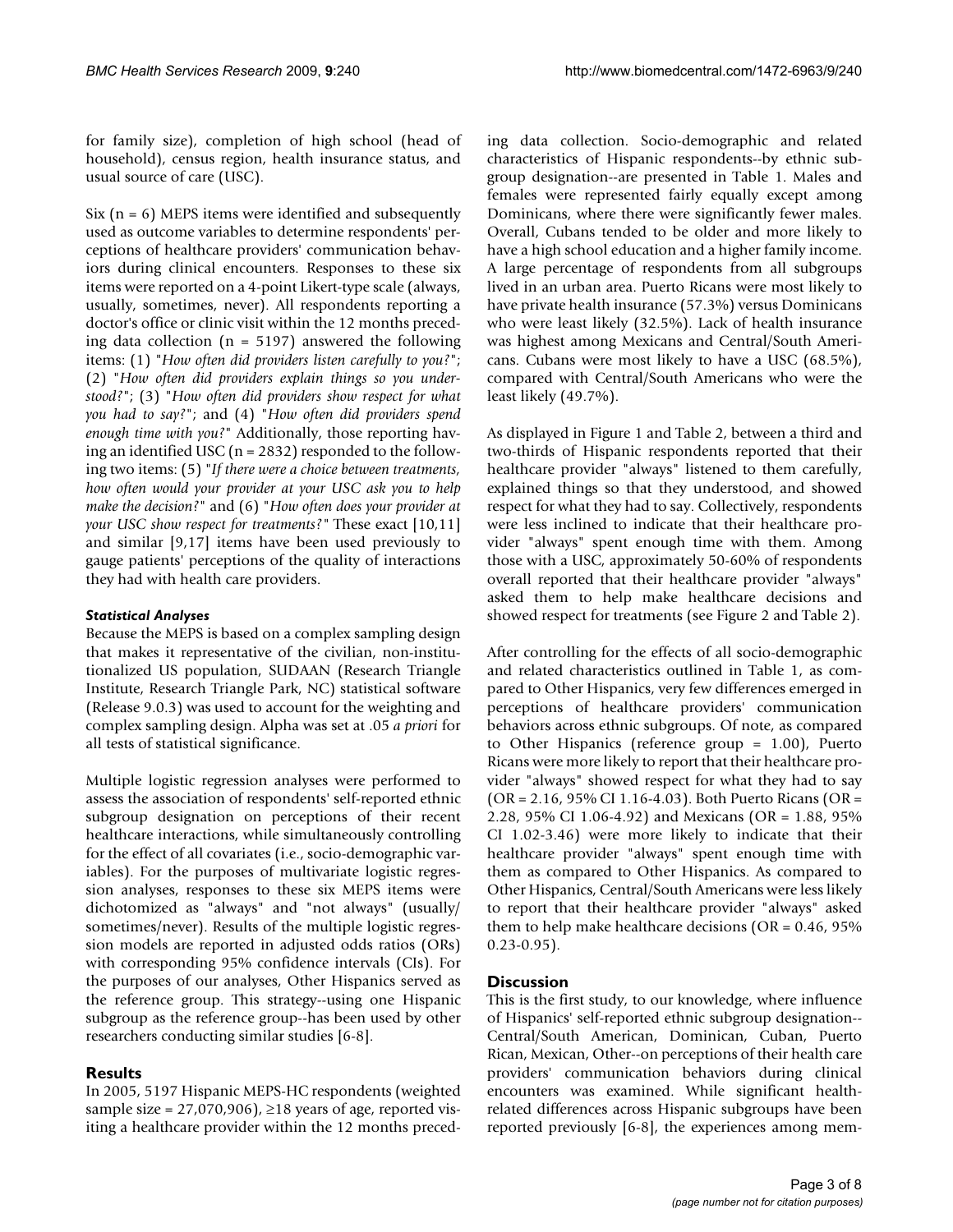for family size), completion of high school (head of household), census region, health insurance status, and usual source of care (USC).

Six (n = 6) MEPS items were identified and subsequently used as outcome variables to determine respondents' perceptions of healthcare providers' communication behaviors during clinical encounters. Responses to these six items were reported on a 4-point Likert-type scale (always, usually, sometimes, never). All respondents reporting a doctor's office or clinic visit within the 12 months preceding data collection (n = 5197) answered the following items: (1) "*How often did providers listen carefully to you?*"; (2) "*How often did providers explain things so you understood?*"; (3) "*How often did providers show respect for what you had to say?*"; and (4) "*How often did providers spend enough time with you?*" Additionally, those reporting having an identified USC (n = 2832) responded to the following two items: (5) "*If there were a choice between treatments, how often would your provider at your USC ask you to help make the decision?*" and (6) "*How often does your provider at your USC show respect for treatments?*" These exact [10,11] and similar [9,17] items have been used previously to gauge patients' perceptions of the quality of interactions they had with health care providers.

### *Statistical Analyses*

Because the MEPS is based on a complex sampling design that makes it representative of the civilian, non-institutionalized US population, SUDAAN (Research Triangle Institute, Research Triangle Park, NC) statistical software (Release 9.0.3) was used to account for the weighting and complex sampling design. Alpha was set at .05 *a priori* for all tests of statistical significance.

Multiple logistic regression analyses were performed to assess the association of respondents' self-reported ethnic subgroup designation on perceptions of their recent healthcare interactions, while simultaneously controlling for the effect of all covariates (i.e., socio-demographic variables). For the purposes of multivariate logistic regression analyses, responses to these six MEPS items were dichotomized as "always" and "not always" (usually/sometimes/never). Results of the multiple logistic regression models are reported in adjusted odds ratios (ORs) with corresponding 95% confidence intervals (CIs). For the purposes of our analyses, Other Hispanics served as the reference group. This strategy--using one Hispanic subgroup as the reference group--has been used by other researchers conducting similar studies [6-8].

## Results

In 2005, 5197 Hispanic MEPS-HC respondents (weighted sample size = 27,070,906), ≥18 years of age, reported visiting a healthcare provider within the 12 months preceding data collection. Socio-demographic and related characteristics of Hispanic respondents--by ethnic subgroup designation--are presented in Table 1. Males and females were represented fairly equally except among Dominicans, where there were significantly fewer males. Overall, Cubans tended to be older and more likely to have a high school education and a higher family income. A large percentage of respondents from all subgroups lived in an urban area. Puerto Ricans were most likely to have private health insurance (57.3%) versus Dominicans who were least likely (32.5%). Lack of health insurance was highest among Mexicans and Central/South Americans. Cubans were most likely to have a USC (68.5%), compared with Central/South Americans who were the least likely (49.7%).

As displayed in Figure 1 and Table 2, between a third and two-thirds of Hispanic respondents reported that their healthcare provider "always" listened to them carefully, explained things so that they understood, and showed respect for what they had to say. Collectively, respondents were less inclined to indicate that their healthcare provider "always" spent enough time with them. Among those with a USC, approximately 50-60% of respondents overall reported that their healthcare provider "always" asked them to help make healthcare decisions and showed respect for treatments (see Figure 2 and Table 2).

After controlling for the effects of all socio-demographic and related characteristics outlined in Table 1, as compared to Other Hispanics, very few differences emerged in perceptions of healthcare providers' communication behaviors across ethnic subgroups. Of note, as compared to Other Hispanics (reference group = 1.00), Puerto Ricans were more likely to report that their healthcare provider "always" showed respect for what they had to say (OR = 2.16, 95% CI 1.16-4.03). Both Puerto Ricans (OR = 2.28, 95% CI 1.06-4.92) and Mexicans (OR = 1.88, 95% CI 1.02-3.46) were more likely to indicate that their healthcare provider "always" spent enough time with them as compared to Other Hispanics. As compared to Other Hispanics, Central/South Americans were less likely to report that their healthcare provider "always" asked them to help make healthcare decisions (OR = 0.46, 95% 0.23-0.95).

## Discussion

This is the first study, to our knowledge, where influence of Hispanics' self-reported ethnic subgroup designation--Central/South American, Dominican, Cuban, Puerto Rican, Mexican, Other--on perceptions of their health care providers' communication behaviors during clinical encounters was examined. While significant health-related differences across Hispanic subgroups have been reported previously [6-8], the experiences among mem-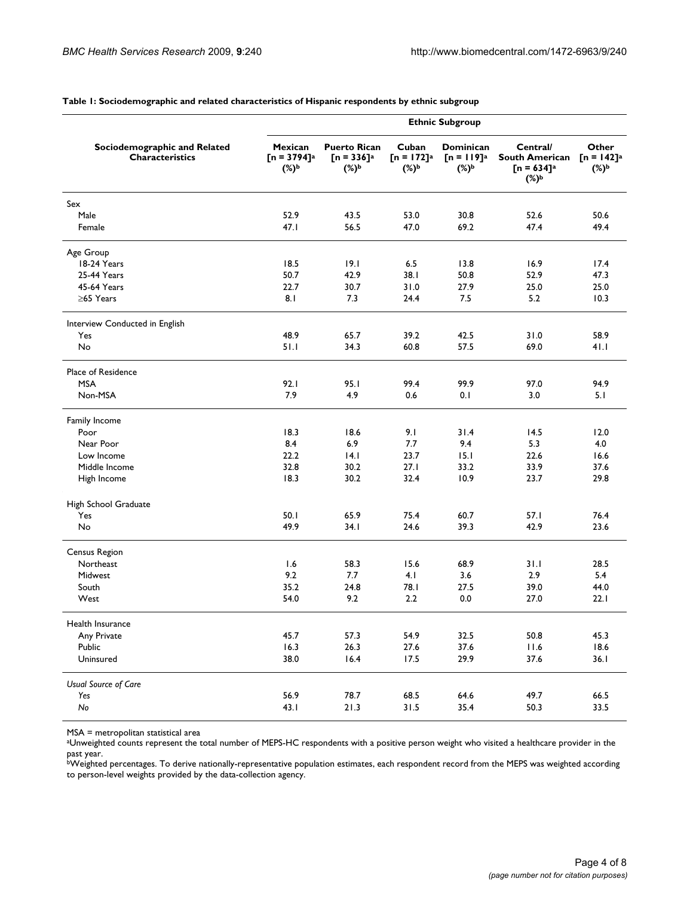**Table 1: Sociodemographic and related characteristics of Hispanic respondents by ethnic subgroup**

| Sociodemographic and Related Characteristics | Ethnic Subgroup | | | | | |
|---|---|---|---|---|---|---|
| | Mexican [n = 3794][a] (%)[b] | Puerto Rican [n = 336][a] (%)[b] | Cuban [n = 172][a] (%)[b] | Dominican [n = 119][a] (%)[b] | Central/ South American [n = 634][a] (%)[b] | Other [n = 142][a] (%)[b] |
| Sex | | | | | | |
| Male | 52.9 | 43.5 | 53.0 | 30.8 | 52.6 | 50.6 |
| Female | 47.1 | 56.5 | 47.0 | 69.2 | 47.4 | 49.4 |
| Age Group | | | | | | |
| 18-24 Years | 18.5 | 19.1 | 6.5 | 13.8 | 16.9 | 17.4 |
| 25-44 Years | 50.7 | 42.9 | 38.1 | 50.8 | 52.9 | 47.3 |
| 45-64 Years | 22.7 | 30.7 | 31.0 | 27.9 | 25.0 | 25.0 |
| ≥65 Years | 8.1 | 7.3 | 24.4 | 7.5 | 5.2 | 10.3 |
| Interview Conducted in English | | | | | | |
| Yes | 48.9 | 65.7 | 39.2 | 42.5 | 31.0 | 58.9 |
| No | 51.1 | 34.3 | 60.8 | 57.5 | 69.0 | 41.1 |
| Place of Residence | | | | | | |
| MSA | 92.1 | 95.1 | 99.4 | 99.9 | 97.0 | 94.9 |
| Non-MSA | 7.9 | 4.9 | 0.6 | 0.1 | 3.0 | 5.1 |
| Family Income | | | | | | |
| Poor | 18.3 | 18.6 | 9.1 | 31.4 | 14.5 | 12.0 |
| Near Poor | 8.4 | 6.9 | 7.7 | 9.4 | 5.3 | 4.0 |
| Low Income | 22.2 | 14.1 | 23.7 | 15.1 | 22.6 | 16.6 |
| Middle Income | 32.8 | 30.2 | 27.1 | 33.2 | 33.9 | 37.6 |
| High Income | 18.3 | 30.2 | 32.4 | 10.9 | 23.7 | 29.8 |
| High School Graduate | | | | | | |
| Yes | 50.1 | 65.9 | 75.4 | 60.7 | 57.1 | 76.4 |
| No | 49.9 | 34.1 | 24.6 | 39.3 | 42.9 | 23.6 |
| Census Region | | | | | | |
| Northeast | 1.6 | 58.3 | 15.6 | 68.9 | 31.1 | 28.5 |
| Midwest | 9.2 | 7.7 | 4.1 | 3.6 | 2.9 | 5.4 |
| South | 35.2 | 24.8 | 78.1 | 27.5 | 39.0 | 44.0 |
| West | 54.0 | 9.2 | 2.2 | 0.0 | 27.0 | 22.1 |
| Health Insurance | | | | | | |
| Any Private | 45.7 | 57.3 | 54.9 | 32.5 | 50.8 | 45.3 |
| Public | 16.3 | 26.3 | 27.6 | 37.6 | 11.6 | 18.6 |
| Uninsured | 38.0 | 16.4 | 17.5 | 29.9 | 37.6 | 36.1 |
| *Usual Source of Care* | | | | | | |
| *Yes* | 56.9 | 78.7 | 68.5 | 64.6 | 49.7 | 66.5 |
| *No* | 43.1 | 21.3 | 31.5 | 35.4 | 50.3 | 33.5 |

MSA = metropolitan statistical area

[a]Unweighted counts represent the total number of MEPS-HC respondents with a positive person weight who visited a healthcare provider in the past year.

[b]Weighted percentages. To derive nationally-representative population estimates, each respondent record from the MEPS was weighted according to person-level weights provided by the data-collection agency.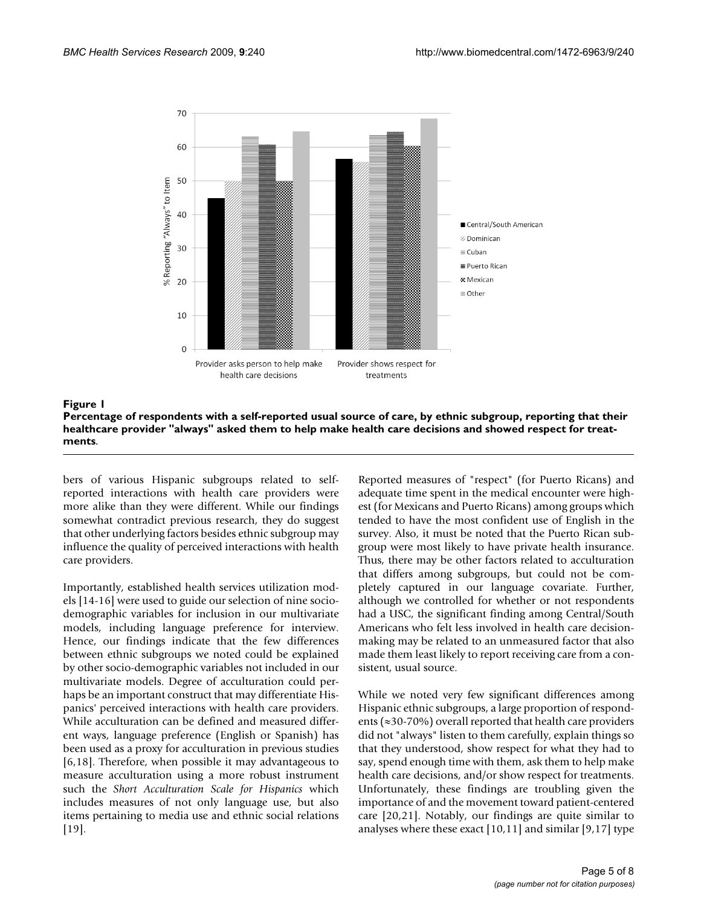**Figure 1**

**Percentage of respondents with a self-reported usual source of care, by ethnic subgroup, reporting that their healthcare provider "always" asked them to help make health care decisions and showed respect for treatments.**

bers of various Hispanic subgroups related to self-reported interactions with health care providers were more alike than they were different. While our findings somewhat contradict previous research, they do suggest that other underlying factors besides ethnic subgroup may influence the quality of perceived interactions with health care providers.

Importantly, established health services utilization models [14-16] were used to guide our selection of nine socio-demographic variables for inclusion in our multivariate models, including language preference for interview. Hence, our findings indicate that the few differences between ethnic subgroups we noted could be explained by other socio-demographic variables not included in our multivariate models. Degree of acculturation could perhaps be an important construct that may differentiate Hispanics' perceived interactions with health care providers. While acculturation can be defined and measured different ways, language preference (English or Spanish) has been used as a proxy for acculturation in previous studies [6,18]. Therefore, when possible it may advantageous to measure acculturation using a more robust instrument such the *Short Acculturation Scale for Hispanics* which includes measures of not only language use, but also items pertaining to media use and ethnic social relations [19].

Reported measures of "respect" (for Puerto Ricans) and adequate time spent in the medical encounter were highest (for Mexicans and Puerto Ricans) among groups which tended to have the most confident use of English in the survey. Also, it must be noted that the Puerto Rican subgroup were most likely to have private health insurance. Thus, there may be other factors related to acculturation that differs among subgroups, but could not be completely captured in our language covariate. Further, although we controlled for whether or not respondents had a USC, the significant finding among Central/South Americans who felt less involved in health care decision-making may be related to an unmeasured factor that also made them least likely to report receiving care from a consistent, usual source.

While we noted very few significant differences among Hispanic ethnic subgroups, a large proportion of respondents (≈30-70%) overall reported that health care providers did not "always" listen to them carefully, explain things so that they understood, show respect for what they had to say, spend enough time with them, ask them to help make health care decisions, and/or show respect for treatments. Unfortunately, these findings are troubling given the importance of and the movement toward patient-centered care [20,21]. Notably, our findings are quite similar to analyses where these exact [10,11] and similar [9,17] type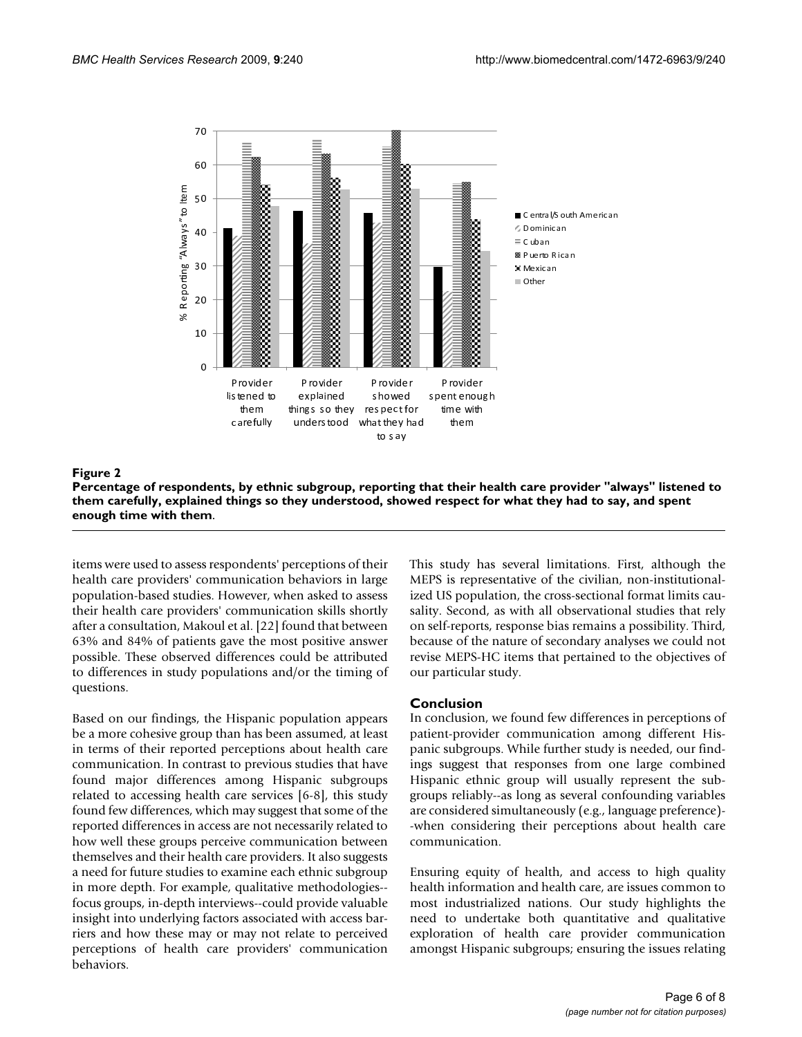70

60

50

40

30

20

10

0

% Reporting "Always" to Item

Provider listened to them carefully

Provider explained things so they understood

Provider showed respect for what they had to say

Provider spent enough time with them

Central/South American

Dominican

Cuban

Puerto Rican

Mexican

Other

**Figure 2**

**Percentage of respondents, by ethnic subgroup, reporting that their health care provider "always" listened to them carefully, explained things so they understood, showed respect for what they had to say, and spent enough time with them.**

items were used to assess respondents' perceptions of their health care providers' communication behaviors in large population-based studies. However, when asked to assess their health care providers' communication skills shortly after a consultation, Makoul et al. [22] found that between 63% and 84% of patients gave the most positive answer possible. These observed differences could be attributed to differences in study populations and/or the timing of questions.

Based on our findings, the Hispanic population appears be a more cohesive group than has been assumed, at least in terms of their reported perceptions about health care communication. In contrast to previous studies that have found major differences among Hispanic subgroups related to accessing health care services [6-8], this study found few differences, which may suggest that some of the reported differences in access are not necessarily related to how well these groups perceive communication between themselves and their health care providers. It also suggests a need for future studies to examine each ethnic subgroup in more depth. For example, qualitative methodologies--focus groups, in-depth interviews--could provide valuable insight into underlying factors associated with access barriers and how these may or may not relate to perceived perceptions of health care providers' communication behaviors.

This study has several limitations. First, although the MEPS is representative of the civilian, non-institutionalized US population, the cross-sectional format limits causality. Second, as with all observational studies that rely on self-reports, response bias remains a possibility. Third, because of the nature of secondary analyses we could not revise MEPS-HC items that pertained to the objectives of our particular study.

## Conclusion

In conclusion, we found few differences in perceptions of patient-provider communication among different Hispanic subgroups. While further study is needed, our findings suggest that responses from one large combined Hispanic ethnic group will usually represent the subgroups reliably--as long as several confounding variables are considered simultaneously (e.g., language preference)--when considering their perceptions about health care communication.

Ensuring equity of health, and access to high quality health information and health care, are issues common to most industrialized nations. Our study highlights the need to undertake both quantitative and qualitative exploration of health care provider communication amongst Hispanic subgroups; ensuring the issues relating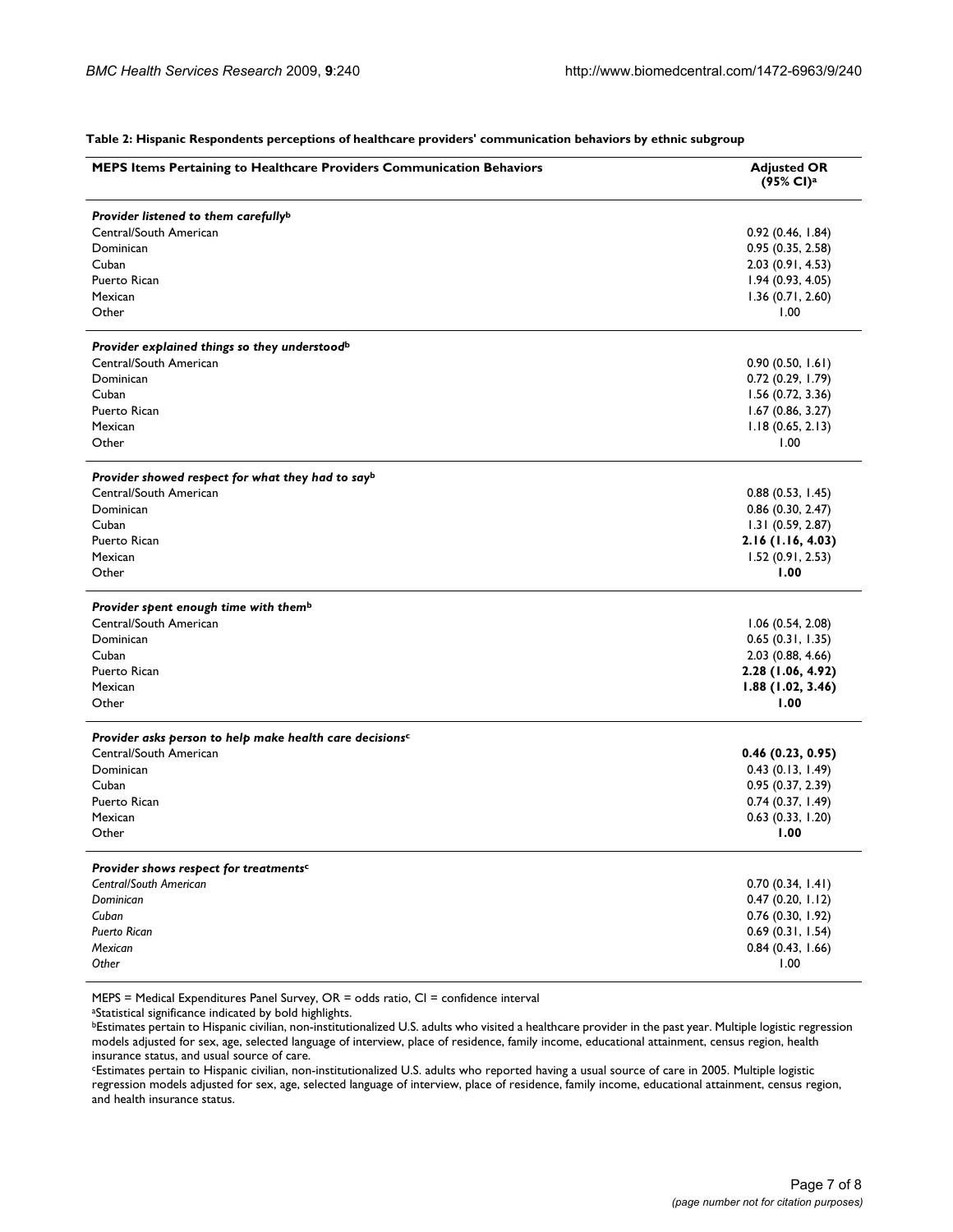**Table 2: Hispanic Respondents perceptions of healthcare providers' communication behaviors by ethnic subgroup**

| MEPS Items Pertaining to Healthcare Providers Communication Behaviors | Adjusted OR (95% CI)[a] |
| --- | --- |
| ***Provider listened to them carefully***[b] | |
| Central/South American | 0.92 (0.46, 1.84) |
| Dominican | 0.95 (0.35, 2.58) |
| Cuban | 2.03 (0.91, 4.53) |
| Puerto Rican | 1.94 (0.93, 4.05) |
| Mexican | 1.36 (0.71, 2.60) |
| Other | 1.00 |
| ***Provider explained things so they understood***[b] | |
| Central/South American | 0.90 (0.50, 1.61) |
| Dominican | 0.72 (0.29, 1.79) |
| Cuban | 1.56 (0.72, 3.36) |
| Puerto Rican | 1.67 (0.86, 3.27) |
| Mexican | 1.18 (0.65, 2.13) |
| Other | 1.00 |
| ***Provider showed respect for what they had to say***[b] | |
| Central/South American | 0.88 (0.53, 1.45) |
| Dominican | 0.86 (0.30, 2.47) |
| Cuban | 1.31 (0.59, 2.87) |
| Puerto Rican | **2.16 (1.16, 4.03)** |
| Mexican | 1.52 (0.91, 2.53) |
| Other | **1.00** |
| ***Provider spent enough time with them***[b] | |
| Central/South American | 1.06 (0.54, 2.08) |
| Dominican | 0.65 (0.31, 1.35) |
| Cuban | 2.03 (0.88, 4.66) |
| Puerto Rican | **2.28 (1.06, 4.92)** |
| Mexican | **1.88 (1.02, 3.46)** |
| Other | **1.00** |
| ***Provider asks person to help make health care decisions***[c] | |
| Central/South American | **0.46 (0.23, 0.95)** |
| Dominican | 0.43 (0.13, 1.49) |
| Cuban | 0.95 (0.37, 2.39) |
| Puerto Rican | 0.74 (0.37, 1.49) |
| Mexican | 0.63 (0.33, 1.20) |
| Other | **1.00** |
| ***Provider shows respect for treatments***[c] | |
| *Central/South American* | 0.70 (0.34, 1.41) |
| *Dominican* | 0.47 (0.20, 1.12) |
| *Cuban* | 0.76 (0.30, 1.92) |
| *Puerto Rican* | 0.69 (0.31, 1.54) |
| *Mexican* | 0.84 (0.43, 1.66) |
| *Other* | 1.00 |

MEPS = Medical Expenditures Panel Survey, OR = odds ratio, CI = confidence interval

[a]Statistical significance indicated by bold highlights.

[b]Estimates pertain to Hispanic civilian, non-institutionalized U.S. adults who visited a healthcare provider in the past year. Multiple logistic regression models adjusted for sex, age, selected language of interview, place of residence, family income, educational attainment, census region, health insurance status, and usual source of care.

[c]Estimates pertain to Hispanic civilian, non-institutionalized U.S. adults who reported having a usual source of care in 2005. Multiple logistic regression models adjusted for sex, age, selected language of interview, place of residence, family income, educational attainment, census region, and health insurance status.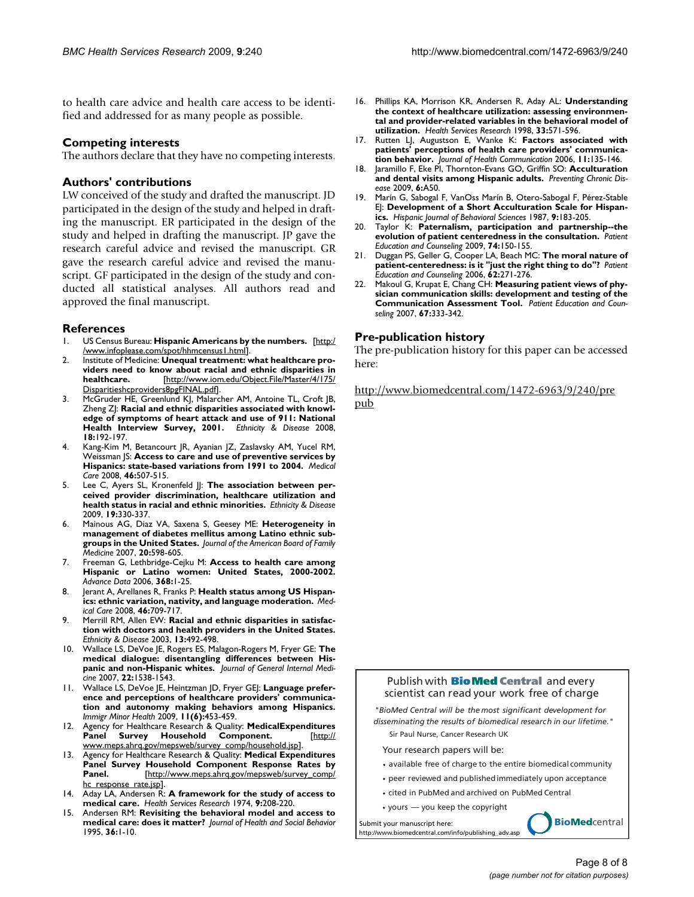to health care advice and health care access to be identified and addressed for as many people as possible.

## Competing interests

The authors declare that they have no competing interests.

## Authors' contributions

LW conceived of the study and drafted the manuscript. JD participated in the design of the study and helped in drafting the manuscript. ER participated in the design of the study and helped in drafting the manuscript. JP gave the research careful advice and revised the manuscript. GR gave the research careful advice and revised the manuscript. GF participated in the design of the study and conducted all statistical analyses. All authors read and approved the final manuscript.

## References

1. US Census Bureau: **Hispanic Americans by the numbers.** [http://www.infoplease.com/spot/hhmcensus1.html].
2. Institute of Medicine: **Unequal treatment: what healthcare providers need to know about racial and ethnic disparities in healthcare.** [http://www.iom.edu/Object.File/Master/4/175/Disparitieshcproviders8pgFINAL.pdf].
3. McGruder HE, Greenlund KJ, Malarcher AM, Antoine TL, Croft JB, Zheng ZJ: **Racial and ethnic disparities associated with knowledge of symptoms of heart attack and use of 911: National Health Interview Survey, 2001.** *Ethnicity & Disease* 2008, **18:**192-197.
4. Kang-Kim M, Betancourt JR, Ayanian JZ, Zaslavsky AM, Yucel RM, Weissman JS: **Access to care and use of preventive services by Hispanics: state-based variations from 1991 to 2004.** *Medical Care* 2008, **46:**507-515.
5. Lee C, Ayers SL, Kronenfeld JJ: **The association between perceived provider discrimination, healthcare utilization and health status in racial and ethnic minorities.** *Ethnicity & Disease* 2009, **19:**330-337.
6. Mainous AG, Diaz VA, Saxena S, Geesey ME: **Heterogeneity in management of diabetes mellitus among Latino ethnic subgroups in the United States.** *Journal of the American Board of Family Medicine* 2007, **20:**598-605.
7. Freeman G, Lethbridge-Cejku M: **Access to health care among Hispanic or Latino women: United States, 2000-2002.** *Advance Data* 2006, **368:**1-25.
8. Jerant A, Arellanes R, Franks P: **Health status among US Hispanics: ethnic variation, nativity, and language moderation.** *Medical Care* 2008, **46:**709-717.
9. Merrill RM, Allen EW: **Racial and ethnic disparities in satisfaction with doctors and health providers in the United States.** *Ethnicity & Disease* 2003, **13:**492-498.
10. Wallace LS, DeVoe JE, Rogers ES, Malagon-Rogers M, Fryer GE: **The medical dialogue: disentangling differences between Hispanic and non-Hispanic whites.** *Journal of General Internal Medicine* 2007, **22:**1538-1543.
11. Wallace LS, DeVoe JE, Heintzman JD, Fryer GEJ: **Language preference and perceptions of healthcare providers' communication and autonomy making behaviors among Hispanics.** *Immigr Minor Health* 2009, **11(6):**453-459.
12. Agency for Healthcare Research & Quality: **MedicalExpenditures Panel Survey Household Component.** [http://www.meps.ahrq.gov/mepsweb/survey_comp/household.jsp].
13. Agency for Healthcare Research & Quality: **Medical Expenditures Panel Survey Household Component Response Rates by Panel.** [http://www.meps.ahrq.gov/mepsweb/survey_comp/hc_response_rate.jsp].
14. Aday LA, Andersen R: **A framework for the study of access to medical care.** *Health Services Research* 1974, **9:**208-220.
15. Andersen RM: **Revisiting the behavioral model and access to medical care: does it matter?** *Journal of Health and Social Behavior* 1995, **36:**1-10.
16. Phillips KA, Morrison KR, Andersen R, Aday AL: **Understanding the context of healthcare utilization: assessing environmental and provider-related variables in the behavioral model of utilization.** *Health Services Research* 1998, **33:**571-596.
17. Rutten LJ, Augustson E, Wanke K: **Factors associated with patients' perceptions of health care providers' communication behavior.** *Journal of Health Communication* 2006, **11:**135-146.
18. Jaramillo F, Eke PI, Thornton-Evans GO, Griffin SO: **Acculturation and dental visits among Hispanic adults.** *Preventing Chronic Disease* 2009, **6:**A50.
19. Marín G, Sabogal F, VanOss Marín B, Otero-Sabogal F, Pérez-Stable EJ: **Development of a Short Acculturation Scale for Hispanics.** *Hispanic Journal of Behavioral Sciences* 1987, **9:**183-205.
20. Taylor K: **Paternalism, participation and partnership--the evolution of patient centeredness in the consultation.** *Patient Education and Counseling* 2009, **74:**150-155.
21. Duggan PS, Geller G, Cooper LA, Beach MC: **The moral nature of patient-centeredness: is it "just the right thing to do"?** *Patient Education and Counseling* 2006, **62:**271-276.
22. Makoul G, Krupat E, Chang CH: **Measuring patient views of physician communication skills: development and testing of the Communication Assessment Tool.** *Patient Education and Counseling* 2007, **67:**333-342.

## Pre-publication history

The pre-publication history for this paper can be accessed here:

http://www.biomedcentral.com/1472-6963/9/240/prepub

Publish with **BioMed Central** and every scientist can read your work free of charge

*"BioMed Central will be the most significant development for disseminating the results of biomedical research in our lifetime."*
Sir Paul Nurse, Cancer Research UK

Your research papers will be:

- available free of charge to the entire biomedical community
- peer reviewed and published immediately upon acceptance
- cited in PubMed and archived on PubMed Central
- yours — you keep the copyright

Submit your manuscript here:
http://www.biomedcentral.com/info/publishing_adv.asp

BioMedcentral